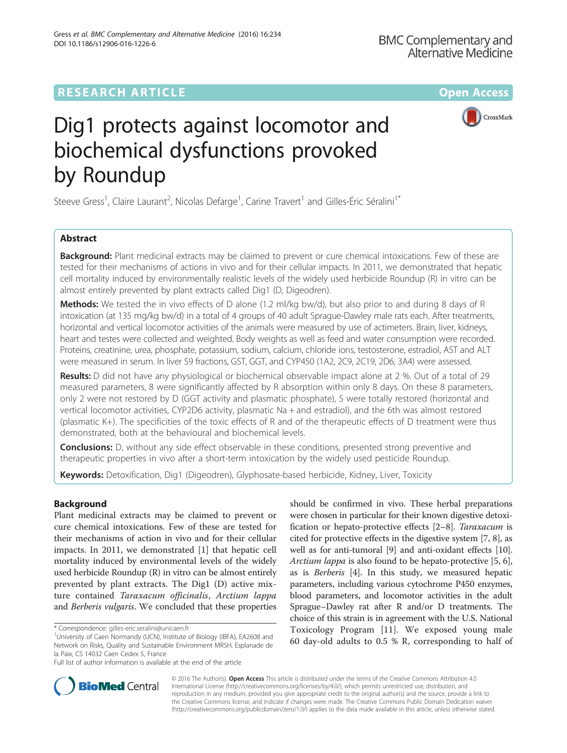RESEARCH ARTICLE

Open Access

# Dig1 protects against locomotor and biochemical dysfunctions provoked by Roundup

Steeve Gress[1], Claire Laurant[2], Nicolas Defarge[1], Carine Travert[1] and Gilles-Éric Séralini[1*]

## Abstract

**Background:** Plant medicinal extracts may be claimed to prevent or cure chemical intoxications. Few of these are tested for their mechanisms of actions in vivo and for their cellular impacts. In 2011, we demonstrated that hepatic cell mortality induced by environmentally realistic levels of the widely used herbicide Roundup (R) in vitro can be almost entirely prevented by plant extracts called Dig1 (D, Digeodren).

**Methods:** We tested the in vivo effects of D alone (1.2 ml/kg bw/d), but also prior to and during 8 days of R intoxication (at 135 mg/kg bw/d) in a total of 4 groups of 40 adult Sprague-Dawley male rats each. After treatments, horizontal and vertical locomotor activities of the animals were measured by use of actimeters. Brain, liver, kidneys, heart and testes were collected and weighted. Body weights as well as feed and water consumption were recorded. Proteins, creatinine, urea, phosphate, potassium, sodium, calcium, chloride ions, testosterone, estradiol, AST and ALT were measured in serum. In liver S9 fractions, GST, GGT, and CYP450 (1A2, 2C9, 2C19, 2D6, 3A4) were assessed.

**Results:** D did not have any physiological or biochemical observable impact alone at 2 %. Out of a total of 29 measured parameters, 8 were significantly affected by R absorption within only 8 days. On these 8 parameters, only 2 were not restored by D (GGT activity and plasmatic phosphate), 5 were totally restored (horizontal and vertical locomotor activities, CYP2D6 activity, plasmatic Na + and estradiol), and the 6th was almost restored (plasmatic K+). The specificities of the toxic effects of R and of the therapeutic effects of D treatment were thus demonstrated, both at the behavioural and biochemical levels.

**Conclusions:** D, without any side effect observable in these conditions, presented strong preventive and therapeutic properties in vivo after a short-term intoxication by the widely used pesticide Roundup.

**Keywords:** Detoxification, Dig1 (Digeodren), Glyphosate-based herbicide, Kidney, Liver, Toxicity

## Background

Plant medicinal extracts may be claimed to prevent or cure chemical intoxications. Few of these are tested for their mechanisms of action in vivo and for their cellular impacts. In 2011, we demonstrated [1] that hepatic cell mortality induced by environmental levels of the widely used herbicide Roundup (R) in vitro can be almost entirely prevented by plant extracts. The Dig1 (D) active mixture contained *Taraxacum officinalis*, *Arctium lappa* and *Berberis vulgaris*. We concluded that these properties should be confirmed in vivo. These herbal preparations were chosen in particular for their known digestive detoxification or hepato-protective effects [2–8]. *Taraxacum* is cited for protective effects in the digestive system [7, 8], as well as for anti-tumoral [9] and anti-oxidant effects [10]. *Arctium lappa* is also found to be hepato-protective [5, 6], as is *Berberis* [4]. In this study, we measured hepatic parameters, including various cytochrome P450 enzymes, blood parameters, and locomotor activities in the adult Sprague–Dawley rat after R and/or D treatments. The choice of this strain is in agreement with the U.S. National Toxicology Program [11]. We exposed young male 60 day-old adults to 0.5 % R, corresponding to half of

\* Correspondence: gilles-eric.seralini@unicaen.fr
[1]University of Caen Normandy (UCN), Institute of Biology (IBFA), EA2608 and Network on Risks, Quality and Sustainable Environment MRSH, Esplanade de la Paix, CS 14032 Caen Cedex 5, France
Full list of author information is available at the end of the article

© 2016 The Author(s). **Open Access** This article is distributed under the terms of the Creative Commons Attribution 4.0 International License (http://creativecommons.org/licenses/by/4.0/), which permits unrestricted use, distribution, and reproduction in any medium, provided you give appropriate credit to the original author(s) and the source, provide a link to the Creative Commons license, and indicate if changes were made. The Creative Commons Public Domain Dedication waiver (http://creativecommons.org/publicdomain/zero/1.0/) applies to the data made available in this article, unless otherwise stated.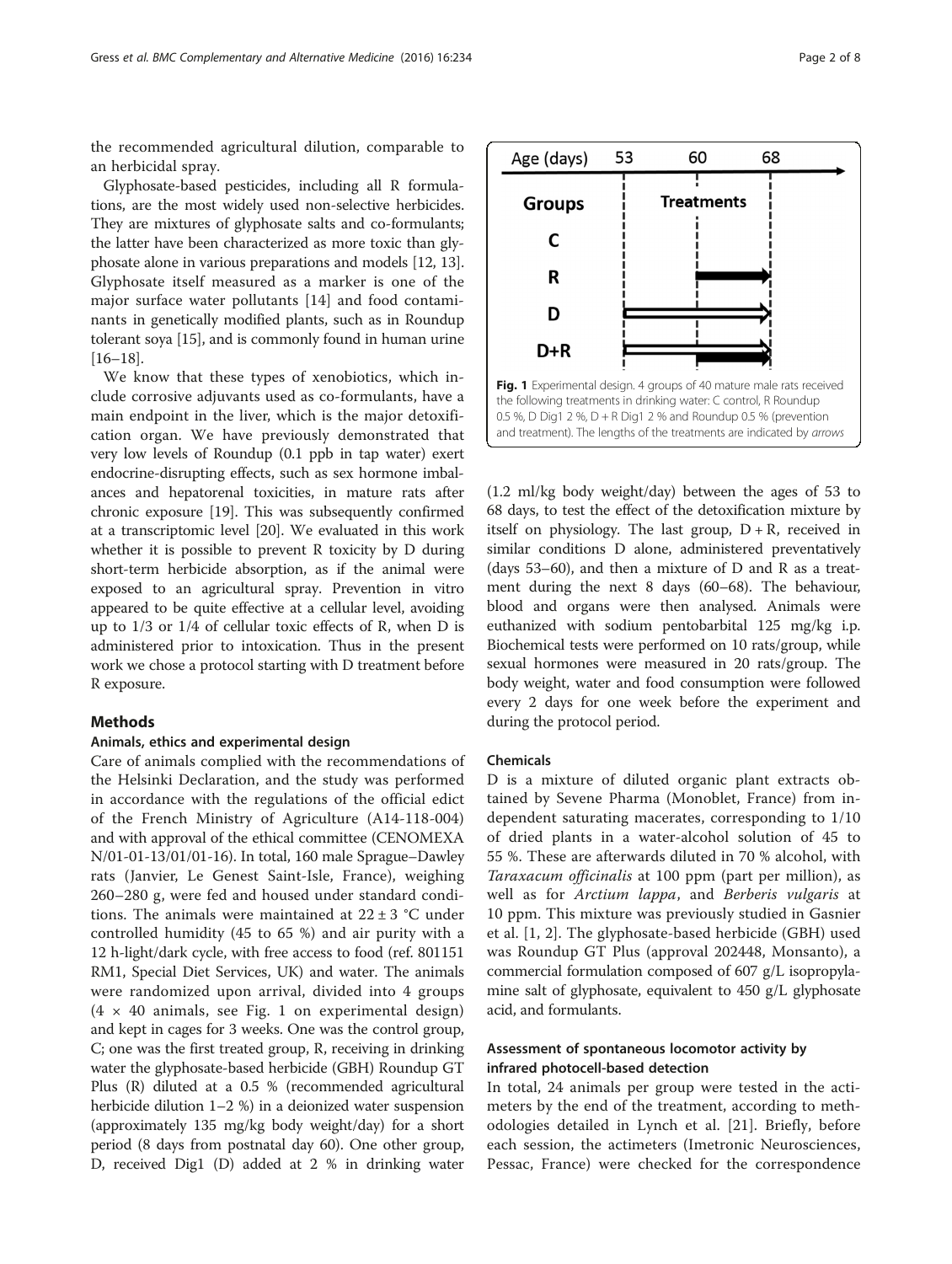the recommended agricultural dilution, comparable to an herbicidal spray.

Glyphosate-based pesticides, including all R formulations, are the most widely used non-selective herbicides. They are mixtures of glyphosate salts and co-formulants; the latter have been characterized as more toxic than glyphosate alone in various preparations and models [12, 13]. Glyphosate itself measured as a marker is one of the major surface water pollutants [14] and food contaminants in genetically modified plants, such as in Roundup tolerant soya [15], and is commonly found in human urine [16–18].

We know that these types of xenobiotics, which include corrosive adjuvants used as co-formulants, have a main endpoint in the liver, which is the major detoxification organ. We have previously demonstrated that very low levels of Roundup (0.1 ppb in tap water) exert endocrine-disrupting effects, such as sex hormone imbalances and hepatorenal toxicities, in mature rats after chronic exposure [19]. This was subsequently confirmed at a transcriptomic level [20]. We evaluated in this work whether it is possible to prevent R toxicity by D during short-term herbicide absorption, as if the animal were exposed to an agricultural spray. Prevention in vitro appeared to be quite effective at a cellular level, avoiding up to 1/3 or 1/4 of cellular toxic effects of R, when D is administered prior to intoxication. Thus in the present work we chose a protocol starting with D treatment before R exposure.

## Methods

### Animals, ethics and experimental design

Care of animals complied with the recommendations of the Helsinki Declaration, and the study was performed in accordance with the regulations of the official edict of the French Ministry of Agriculture (A14-118-004) and with approval of the ethical committee (CENOMEXA N/01-01-13/01/01-16). In total, 160 male Sprague–Dawley rats (Janvier, Le Genest Saint-Isle, France), weighing 260–280 g, were fed and housed under standard conditions. The animals were maintained at 22 ± 3 °C under controlled humidity (45 to 65 %) and air purity with a 12 h-light/dark cycle, with free access to food (ref. 801151 RM1, Special Diet Services, UK) and water. The animals were randomized upon arrival, divided into 4 groups (4 × 40 animals, see Fig. 1 on experimental design) and kept in cages for 3 weeks. One was the control group, C; one was the first treated group, R, receiving in drinking water the glyphosate-based herbicide (GBH) Roundup GT Plus (R) diluted at a 0.5 % (recommended agricultural herbicide dilution 1–2 %) in a deionized water suspension (approximately 135 mg/kg body weight/day) for a short period (8 days from postnatal day 60). One other group, D, received Dig1 (D) added at 2 % in drinking water (1.2 ml/kg body weight/day) between the ages of 53 to 68 days, to test the effect of the detoxification mixture by itself on physiology. The last group, D + R, received in similar conditions D alone, administered preventatively (days 53–60), and then a mixture of D and R as a treatment during the next 8 days (60–68). The behaviour, blood and organs were then analysed. Animals were euthanized with sodium pentobarbital 125 mg/kg i.p. Biochemical tests were performed on 10 rats/group, while sexual hormones were measured in 20 rats/group. The body weight, water and food consumption were followed every 2 days for one week before the experiment and during the protocol period.

**Fig. 1** Experimental design. 4 groups of 40 mature male rats received the following treatments in drinking water: C control, R Roundup 0.5 %, D Dig1 2 %, D + R Dig1 2 % and Roundup 0.5 % (prevention and treatment). The lengths of the treatments are indicated by *arrows*

### Chemicals

D is a mixture of diluted organic plant extracts obtained by Sevene Pharma (Monoblet, France) from independent saturating macerates, corresponding to 1/10 of dried plants in a water-alcohol solution of 45 to 55 %. These are afterwards diluted in 70 % alcohol, with *Taraxacum officinalis* at 100 ppm (part per million), as well as for *Arctium lappa*, and *Berberis vulgaris* at 10 ppm. This mixture was previously studied in Gasnier et al. [1, 2]. The glyphosate-based herbicide (GBH) used was Roundup GT Plus (approval 202448, Monsanto), a commercial formulation composed of 607 g/L isopropylamine salt of glyphosate, equivalent to 450 g/L glyphosate acid, and formulants.

### Assessment of spontaneous locomotor activity by infrared photocell-based detection

In total, 24 animals per group were tested in the actimeters by the end of the treatment, according to methodologies detailed in Lynch et al. [21]. Briefly, before each session, the actimeters (Imetronic Neurosciences, Pessac, France) were checked for the correspondence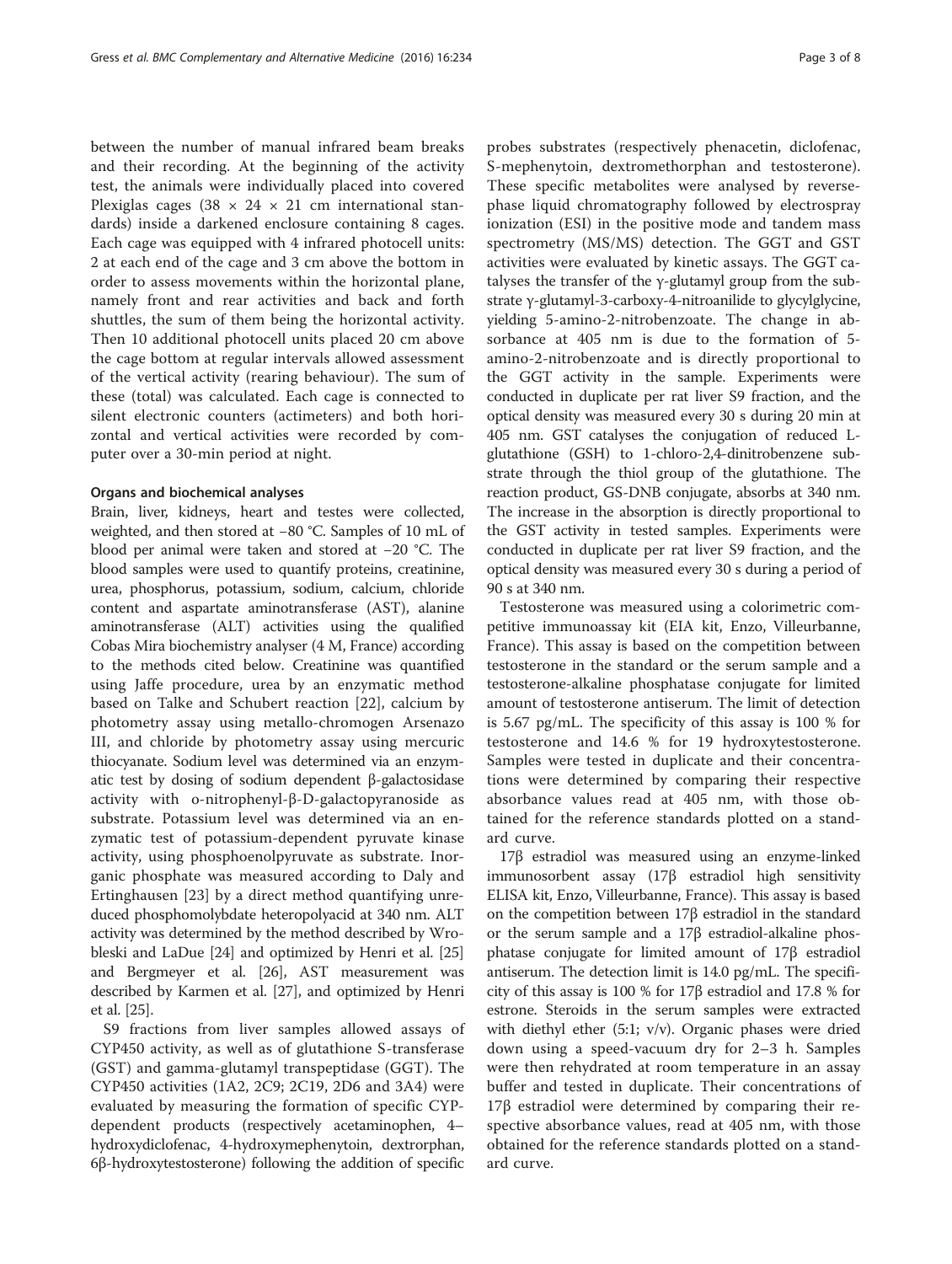between the number of manual infrared beam breaks and their recording. At the beginning of the activity test, the animals were individually placed into covered Plexiglas cages (38 × 24 × 21 cm international standards) inside a darkened enclosure containing 8 cages. Each cage was equipped with 4 infrared photocell units: 2 at each end of the cage and 3 cm above the bottom in order to assess movements within the horizontal plane, namely front and rear activities and back and forth shuttles, the sum of them being the horizontal activity. Then 10 additional photocell units placed 20 cm above the cage bottom at regular intervals allowed assessment of the vertical activity (rearing behaviour). The sum of these (total) was calculated. Each cage is connected to silent electronic counters (actimeters) and both horizontal and vertical activities were recorded by computer over a 30-min period at night.

#### Organs and biochemical analyses

Brain, liver, kidneys, heart and testes were collected, weighted, and then stored at −80 °C. Samples of 10 mL of blood per animal were taken and stored at −20 °C. The blood samples were used to quantify proteins, creatinine, urea, phosphorus, potassium, sodium, calcium, chloride content and aspartate aminotransferase (AST), alanine aminotransferase (ALT) activities using the qualified Cobas Mira biochemistry analyser (4 M, France) according to the methods cited below. Creatinine was quantified using Jaffe procedure, urea by an enzymatic method based on Talke and Schubert reaction [22], calcium by photometry assay using metallo-chromogen Arsenazo III, and chloride by photometry assay using mercuric thiocyanate. Sodium level was determined via an enzymatic test by dosing of sodium dependent β-galactosidase activity with o-nitrophenyl-β-D-galactopyranoside as substrate. Potassium level was determined via an enzymatic test of potassium-dependent pyruvate kinase activity, using phosphoenolpyruvate as substrate. Inorganic phosphate was measured according to Daly and Ertinghausen [23] by a direct method quantifying unreduced phosphomolybdate heteropolyacid at 340 nm. ALT activity was determined by the method described by Wrobleski and LaDue [24] and optimized by Henri et al. [25] and Bergmeyer et al. [26], AST measurement was described by Karmen et al. [27], and optimized by Henri et al. [25].

S9 fractions from liver samples allowed assays of CYP450 activity, as well as of glutathione S-transferase (GST) and gamma-glutamyl transpeptidase (GGT). The CYP450 activities (1A2, 2C9; 2C19, 2D6 and 3A4) were evaluated by measuring the formation of specific CYP-dependent products (respectively acetaminophen, 4–hydroxydiclofenac, 4-hydroxymephenytoin, dextrorphan, 6β-hydroxytestosterone) following the addition of specific probes substrates (respectively phenacetin, diclofenac, S-mephenytoin, dextromethorphan and testosterone). These specific metabolites were analysed by reverse-phase liquid chromatography followed by electrospray ionization (ESI) in the positive mode and tandem mass spectrometry (MS/MS) detection. The GGT and GST activities were evaluated by kinetic assays. The GGT catalyses the transfer of the γ-glutamyl group from the substrate γ-glutamyl-3-carboxy-4-nitroanilide to glycylglycine, yielding 5-amino-2-nitrobenzoate. The change in absorbance at 405 nm is due to the formation of 5-amino-2-nitrobenzoate and is directly proportional to the GGT activity in the sample. Experiments were conducted in duplicate per rat liver S9 fraction, and the optical density was measured every 30 s during 20 min at 405 nm. GST catalyses the conjugation of reduced L-glutathione (GSH) to 1-chloro-2,4-dinitrobenzene substrate through the thiol group of the glutathione. The reaction product, GS-DNB conjugate, absorbs at 340 nm. The increase in the absorption is directly proportional to the GST activity in tested samples. Experiments were conducted in duplicate per rat liver S9 fraction, and the optical density was measured every 30 s during a period of 90 s at 340 nm.

Testosterone was measured using a colorimetric competitive immunoassay kit (EIA kit, Enzo, Villeurbanne, France). This assay is based on the competition between testosterone in the standard or the serum sample and a testosterone-alkaline phosphatase conjugate for limited amount of testosterone antiserum. The limit of detection is 5.67 pg/mL. The specificity of this assay is 100 % for testosterone and 14.6 % for 19 hydroxytestosterone. Samples were tested in duplicate and their concentrations were determined by comparing their respective absorbance values read at 405 nm, with those obtained for the reference standards plotted on a standard curve.

17β estradiol was measured using an enzyme-linked immunosorbent assay (17β estradiol high sensitivity ELISA kit, Enzo, Villeurbanne, France). This assay is based on the competition between 17β estradiol in the standard or the serum sample and a 17β estradiol-alkaline phosphatase conjugate for limited amount of 17β estradiol antiserum. The detection limit is 14.0 pg/mL. The specificity of this assay is 100 % for 17β estradiol and 17.8 % for estrone. Steroids in the serum samples were extracted with diethyl ether (5:1; v/v). Organic phases were dried down using a speed-vacuum dry for 2–3 h. Samples were then rehydrated at room temperature in an assay buffer and tested in duplicate. Their concentrations of 17β estradiol were determined by comparing their respective absorbance values, read at 405 nm, with those obtained for the reference standards plotted on a standard curve.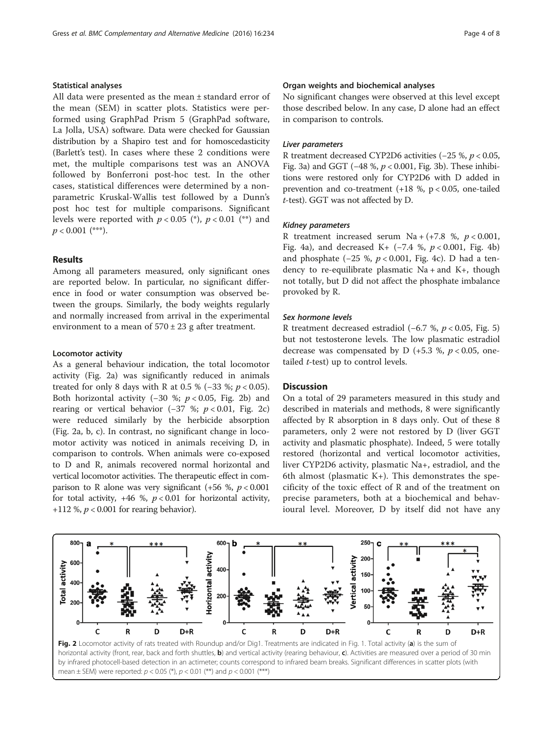#### Statistical analyses

All data were presented as the mean ± standard error of the mean (SEM) in scatter plots. Statistics were performed using GraphPad Prism 5 (GraphPad software, La Jolla, USA) software. Data were checked for Gaussian distribution by a Shapiro test and for homoscedasticity (Barlett's test). In cases where these 2 conditions were met, the multiple comparisons test was an ANOVA followed by Bonferroni post-hoc test. In the other cases, statistical differences were determined by a non-parametric Kruskal-Wallis test followed by a Dunn's post hoc test for multiple comparisons. Significant levels were reported with $p < 0.05$ (*), $p < 0.01$ (**) and $p < 0.001$ (***).

## Results

Among all parameters measured, only significant ones are reported below. In particular, no significant difference in food or water consumption was observed between the groups. Similarly, the body weights regularly and normally increased from arrival in the experimental environment to a mean of 570 ± 23 g after treatment.

#### Locomotor activity

As a general behaviour indication, the total locomotor activity (Fig. 2a) was significantly reduced in animals treated for only 8 days with R at 0.5 % (−33 %; $p < 0.05$). Both horizontal activity (−30 %; $p < 0.05$, Fig. 2b) and rearing or vertical behavior (−37 %; $p < 0.01$, Fig. 2c) were reduced similarly by the herbicide absorption (Fig. 2a, b, c). In contrast, no significant change in locomotor activity was noticed in animals receiving D, in comparison to controls. When animals were co-exposed to D and R, animals recovered normal horizontal and vertical locomotor activities. The therapeutic effect in comparison to R alone was very significant (+56 %, $p < 0.001$ for total activity, +46 %, $p < 0.01$ for horizontal activity, +112 %, $p < 0.001$ for rearing behavior).

#### Organ weights and biochemical analyses

No significant changes were observed at this level except those described below. In any case, D alone had an effect in comparison to controls.

##### *Liver parameters*

R treatment decreased CYP2D6 activities (−25 %, $p < 0.05$, Fig. 3a) and GGT (−48 %, $p < 0.001$, Fig. 3b). These inhibitions were restored only for CYP2D6 with D added in prevention and co-treatment (+18 %, $p < 0.05$, one-tailed *t*-test). GGT was not affected by D.

##### *Kidney parameters*

R treatment increased serum Na + (+7.8 %, $p < 0.001$, Fig. 4a), and decreased K+ (−7.4 %, $p < 0.001$, Fig. 4b) and phosphate (−25 %, $p < 0.001$, Fig. 4c). D had a tendency to re-equilibrate plasmatic Na + and K+, though not totally, but D did not affect the phosphate imbalance provoked by R.

##### *Sex hormone levels*

R treatment decreased estradiol (−6.7 %, $p < 0.05$, Fig. 5) but not testosterone levels. The low plasmatic estradiol decrease was compensated by D (+5.3 %, $p < 0.05$, one-tailed *t*-test) up to control levels.

## Discussion

On a total of 29 parameters measured in this study and described in materials and methods, 8 were significantly affected by R absorption in 8 days only. Out of these 8 parameters, only 2 were not restored by D (liver GGT activity and plasmatic phosphate). Indeed, 5 were totally restored (horizontal and vertical locomotor activities, liver CYP2D6 activity, plasmatic Na+, estradiol, and the 6th almost (plasmatic K+). This demonstrates the specificity of the toxic effect of R and of the treatment on precise parameters, both at a biochemical and behavioural level. Moreover, D by itself did not have any

**Fig. 2** Locomotor activity of rats treated with Roundup and/or Dig1. Treatments are indicated in Fig. 1. Total activity (**a**) is the sum of horizontal activity (front, rear, back and forth shuttles, **b**) and vertical activity (rearing behaviour, **c**). Activities are measured over a period of 30 min by infrared photocell-based detection in an actimeter; counts correspond to infrared beam breaks. Significant differences in scatter plots (with mean ± SEM) were reported: $p < 0.05$ (*), $p < 0.01$ (**) and $p < 0.001$ (***)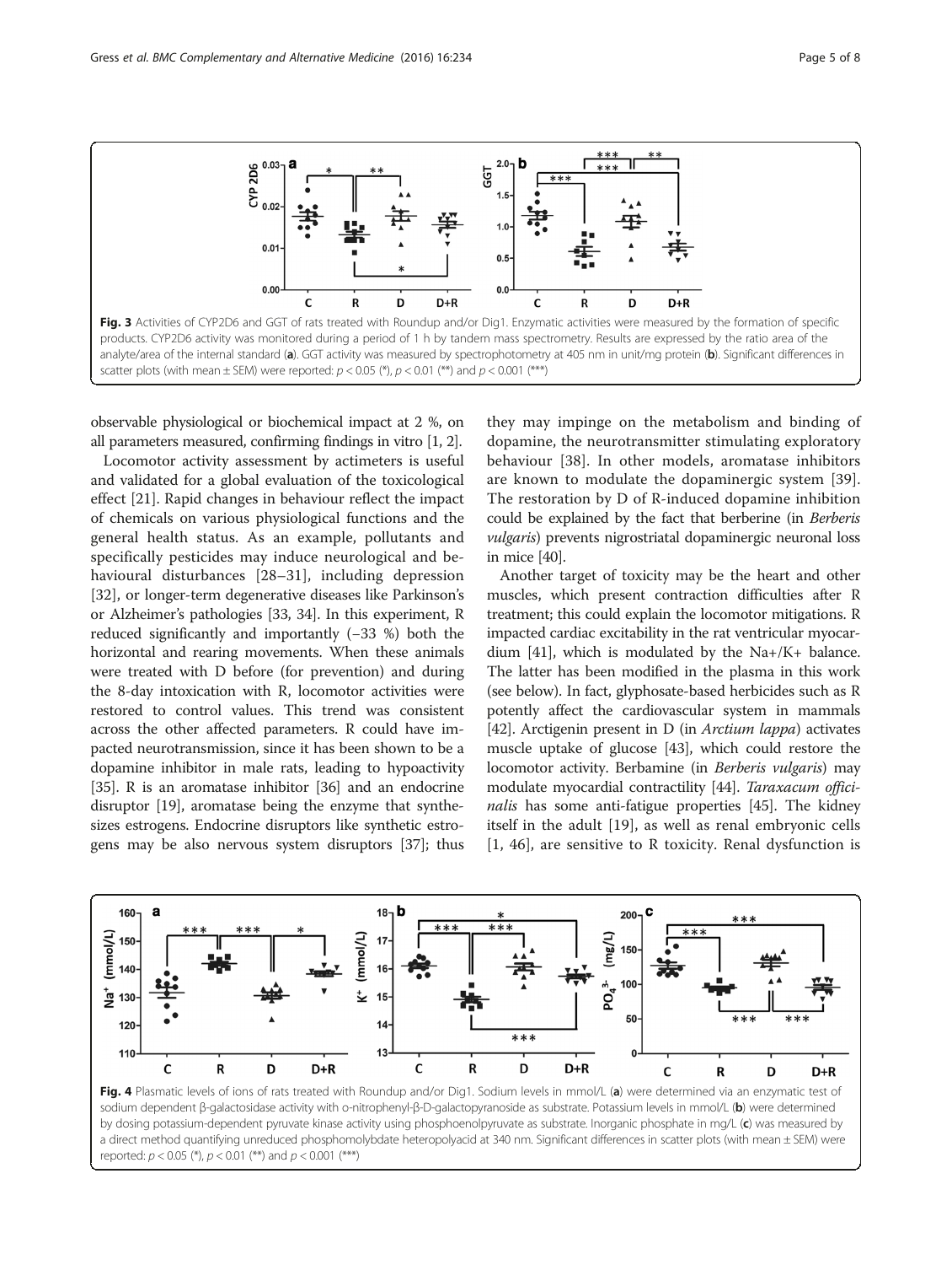Fig. 3 Activities of CYP2D6 and GGT of rats treated with Roundup and/or Dig1. Enzymatic activities were measured by the formation of specific products. CYP2D6 activity was monitored during a period of 1 h by tandem mass spectrometry. Results are expressed by the ratio area of the analyte/area of the internal standard (**a**). GGT activity was measured by spectrophotometry at 405 nm in unit/mg protein (**b**). Significant differences in scatter plots (with mean ± SEM) were reported: $p < 0.05$ (*), $p < 0.01$ (**) and $p < 0.001$ (***)

observable physiological or biochemical impact at 2 %, on all parameters measured, confirming findings in vitro [1, 2].

Locomotor activity assessment by actimeters is useful and validated for a global evaluation of the toxicological effect [21]. Rapid changes in behaviour reflect the impact of chemicals on various physiological functions and the general health status. As an example, pollutants and specifically pesticides may induce neurological and behavioural disturbances [28–31], including depression [32], or longer-term degenerative diseases like Parkinson's or Alzheimer's pathologies [33, 34]. In this experiment, R reduced significantly and importantly (−33 %) both the horizontal and rearing movements. When these animals were treated with D before (for prevention) and during the 8-day intoxication with R, locomotor activities were restored to control values. This trend was consistent across the other affected parameters. R could have impacted neurotransmission, since it has been shown to be a dopamine inhibitor in male rats, leading to hypoactivity [35]. R is an aromatase inhibitor [36] and an endocrine disruptor [19], aromatase being the enzyme that synthesizes estrogens. Endocrine disruptors like synthetic estrogens may be also nervous system disruptors [37]; thus they may impinge on the metabolism and binding of dopamine, the neurotransmitter stimulating exploratory behaviour [38]. In other models, aromatase inhibitors are known to modulate the dopaminergic system [39]. The restoration by D of R-induced dopamine inhibition could be explained by the fact that berberine (in *Berberis vulgaris*) prevents nigrostriatal dopaminergic neuronal loss in mice [40].

Another target of toxicity may be the heart and other muscles, which present contraction difficulties after R treatment; this could explain the locomotor mitigations. R impacted cardiac excitability in the rat ventricular myocardium [41], which is modulated by the $Na^+/K^+$ balance. The latter has been modified in the plasma in this work (see below). In fact, glyphosate-based herbicides such as R potently affect the cardiovascular system in mammals [42]. Arctigenin present in D (in *Arctium lappa*) activates muscle uptake of glucose [43], which could restore the locomotor activity. Berbamine (in *Berberis vulgaris*) may modulate myocardial contractility [44]. *Taraxacum officinalis* has some anti-fatigue properties [45]. The kidney itself in the adult [19], as well as renal embryonic cells [1, 46], are sensitive to R toxicity. Renal dysfunction is

Fig. 4 Plasmatic levels of ions of rats treated with Roundup and/or Dig1. Sodium levels in mmol/L (**a**) were determined via an enzymatic test of sodium dependent β-galactosidase activity with o-nitrophenyl-β-D-galactopyranoside as substrate. Potassium levels in mmol/L (**b**) were determined by dosing potassium-dependent pyruvate kinase activity using phosphoenolpyruvate as substrate. Inorganic phosphate in mg/L (**c**) was measured by a direct method quantifying unreduced phosphomolybdate heteropolyacid at 340 nm. Significant differences in scatter plots (with mean ± SEM) were reported: $p < 0.05$ (*), $p < 0.01$ (**) and $p < 0.001$ (***)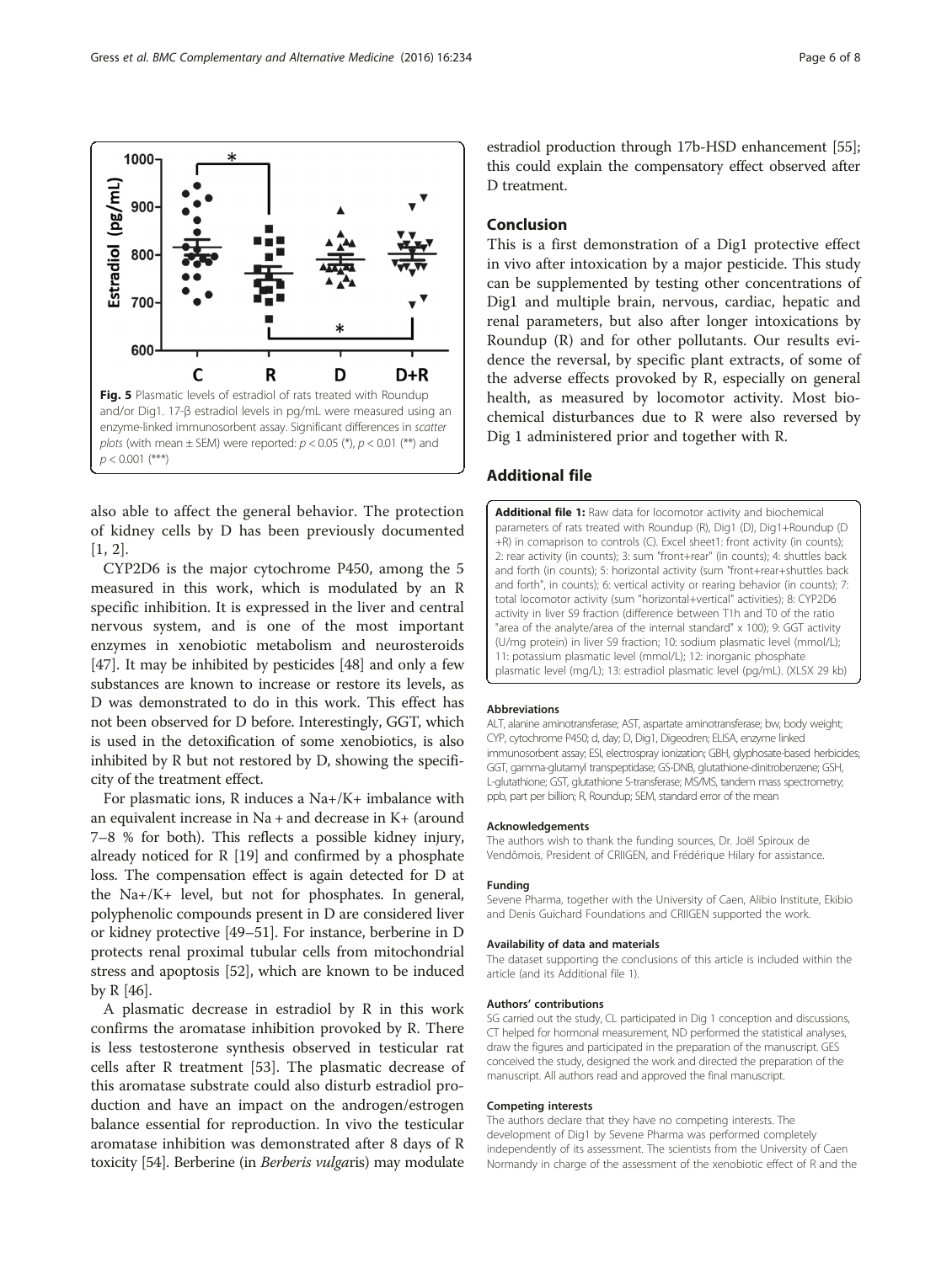Fig. 5 Plasmatic levels of estradiol of rats treated with Roundup and/or Dig1. 17-β estradiol levels in pg/mL were measured using an enzyme-linked immunosorbent assay. Significant differences in *scatter plots* (with mean ± SEM) were reported: $p < 0.05$ (*), $p < 0.01$ (**) and $p < 0.001$ (***)

also able to affect the general behavior. The protection of kidney cells by D has been previously documented [1, 2].

CYP2D6 is the major cytochrome P450, among the 5 measured in this work, which is modulated by an R specific inhibition. It is expressed in the liver and central nervous system, and is one of the most important enzymes in xenobiotic metabolism and neurosteroids [47]. It may be inhibited by pesticides [48] and only a few substances are known to increase or restore its levels, as D was demonstrated to do in this work. This effect has not been observed for D before. Interestingly, GGT, which is used in the detoxification of some xenobiotics, is also inhibited by R but not restored by D, showing the specificity of the treatment effect.

For plasmatic ions, R induces a $Na^+/K^+$ imbalance with an equivalent increase in $Na^+$ and decrease in $K^+$ (around 7–8 % for both). This reflects a possible kidney injury, already noticed for R [19] and confirmed by a phosphate loss. The compensation effect is again detected for D at the $Na^+/K^+$ level, but not for phosphates. In general, polyphenolic compounds present in D are considered liver or kidney protective [49–51]. For instance, berberine in D protects renal proximal tubular cells from mitochondrial stress and apoptosis [52], which are known to be induced by R [46].

A plasmatic decrease in estradiol by R in this work confirms the aromatase inhibition provoked by R. There is less testosterone synthesis observed in testicular rat cells after R treatment [53]. The plasmatic decrease of this aromatase substrate could also disturb estradiol production and have an impact on the androgen/estrogen balance essential for reproduction. In vivo the testicular aromatase inhibition was demonstrated after 8 days of R toxicity [54]. Berberine (in *Berberis vulgaris*) may modulate estradiol production through 17b-HSD enhancement [55]; this could explain the compensatory effect observed after D treatment.

## Conclusion

This is a first demonstration of a Dig1 protective effect in vivo after intoxication by a major pesticide. This study can be supplemented by testing other concentrations of Dig1 and multiple brain, nervous, cardiac, hepatic and renal parameters, but also after longer intoxications by Roundup (R) and for other pollutants. Our results evidence the reversal, by specific plant extracts, of some of the adverse effects provoked by R, especially on general health, as measured by locomotor activity. Most biochemical disturbances due to R were also reversed by Dig 1 administered prior and together with R.

## Additional file

**Additional file 1:** Raw data for locomotor activity and biochemical parameters of rats treated with Roundup (R), Dig1 (D), Dig1+Roundup (D +R) in comaprison to controls (C). Excel sheet1: front activity (in counts); 2: rear activity (in counts); 3: sum "front+rear" (in counts); 4: shuttles back and forth (in counts); 5: horizontal activity (sum "front+rear+shuttles back and forth", in counts); 6: vertical activity or rearing behavior (in counts); 7: total locomotor activity (sum "horizontal+vertical" activities); 8: CYP2D6 activity in liver S9 fraction (difference between T1h and T0 of the ratio "area of the analyte/area of the internal standard" x 100); 9: GGT activity (U/mg protein) in liver S9 fraction; 10: sodium plasmatic level (mmol/L); 11: potassium plasmatic level (mmol/L); 12: inorganic phosphate plasmatic level (mg/L); 13: estradiol plasmatic level (pg/mL). (XLSX 29 kb)

#### Abbreviations

ALT, alanine aminotransferase; AST, aspartate aminotransferase; bw, body weight; CYP, cytochrome P450; d, day; D, Dig1, Digeodren; ELISA, enzyme linked immunosorbent assay; ESI, electrospray ionization; GBH, glyphosate-based herbicides; GGT, gamma-glutamyl transpeptidase; GS-DNB, glutathione-dinitrobenzene; GSH, L-glutathione; GST, glutathione S-transferase; MS/MS, tandem mass spectrometry; ppb, part per billion; R, Roundup; SEM, standard error of the mean

#### Acknowledgements

The authors wish to thank the funding sources, Dr. Joël Spiroux de Vendômois, President of CRIIGEN, and Frédérique Hilary for assistance.

#### Funding

Sevene Pharma, together with the University of Caen, Alibio Institute, Ekibio and Denis Guichard Foundations and CRIIGEN supported the work.

#### Availability of data and materials

The dataset supporting the conclusions of this article is included within the article (and its Additional file 1).

#### Authors' contributions

SG carried out the study, CL participated in Dig 1 conception and discussions, CT helped for hormonal measurement, ND performed the statistical analyses, draw the figures and participated in the preparation of the manuscript. GES conceived the study, designed the work and directed the preparation of the manuscript. All authors read and approved the final manuscript.

#### Competing interests

The authors declare that they have no competing interests. The development of Dig1 by Sevene Pharma was performed completely independently of its assessment. The scientists from the University of Caen Normandy in charge of the assessment of the xenobiotic effect of R and the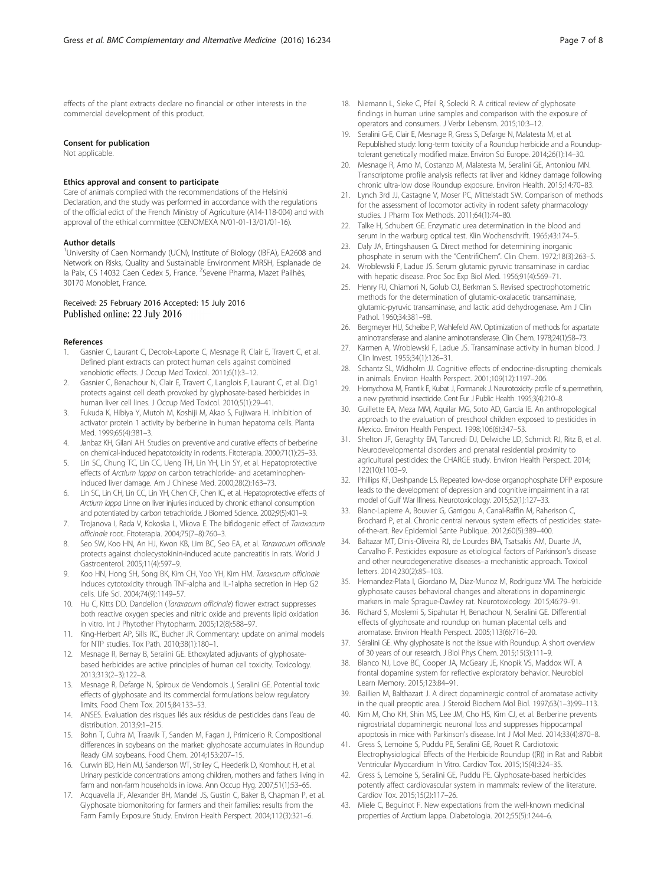effects of the plant extracts declare no financial or other interests in the commercial development of this product.

#### Consent for publication

Not applicable.

#### Ethics approval and consent to participate

Care of animals complied with the recommendations of the Helsinki Declaration, and the study was performed in accordance with the regulations of the official edict of the French Ministry of Agriculture (A14-118-004) and with approval of the ethical committee (CENOMEXA N/01-01-13/01/01-16).

#### Author details

[1]University of Caen Normandy (UCN), Institute of Biology (IBFA), EA2608 and Network on Risks, Quality and Sustainable Environment MRSH, Esplanade de la Paix, CS 14032 Caen Cedex 5, France. [2]Sevene Pharma, Mazet Pailhès, 30170 Monoblet, France.

Received: 25 February 2016 Accepted: 15 July 2016
Published online: 22 July 2016

#### References

1. Gasnier C, Laurant C, Decroix-Laporte C, Mesnage R, Clair E, Travert C, et al. Defined plant extracts can protect human cells against combined xenobiotic effects. J Occup Med Toxicol. 2011;6(1):3–12.
2. Gasnier C, Benachour N, Clair E, Travert C, Langlois F, Laurant C, et al. Dig1 protects against cell death provoked by glyphosate-based herbicides in human liver cell lines. J Occup Med Toxicol. 2010;5(1):29–41.
3. Fukuda K, Hibiya Y, Mutoh M, Koshiji M, Akao S, Fujiwara H. Inhibition of activator protein 1 activity by berberine in human hepatoma cells. Planta Med. 1999;65(4):381–3.
4. Janbaz KH, Gilani AH. Studies on preventive and curative effects of berberine on chemical-induced hepatotoxicity in rodents. Fitoterapia. 2000;71(1):25–33.
5. Lin SC, Chung TC, Lin CC, Ueng TH, Lin YH, Lin SY, et al. Hepatoprotective effects of *Arctium lappa* on carbon tetrachloride- and acetaminophen-induced liver damage. Am J Chinese Med. 2000;28(2):163–73.
6. Lin SC, Lin CH, Lin CC, Lin YH, Chen CF, Chen IC, et al. Hepatoprotective effects of *Arctium lappa* Linne on liver injuries induced by chronic ethanol consumption and potentiated by carbon tetrachloride. J Biomed Science. 2002;9(5):401–9.
7. Trojanova I, Rada V, Kokoska L, Vlkova E. The bifidogenic effect of *Taraxacum officinale* root. Fitoterapia. 2004;75(7–8):760–3.
8. Seo SW, Koo HN, An HJ, Kwon KB, Lim BC, Seo EA, et al. *Taraxacum officinale* protects against cholecystokinin-induced acute pancreatitis in rats. World J Gastroenterol. 2005;11(4):597–9.
9. Koo HN, Hong SH, Song BK, Kim CH, Yoo YH, Kim HM. *Taraxacum officinale* induces cytotoxicity through TNF-alpha and IL-1alpha secretion in Hep G2 cells. Life Sci. 2004;74(9):1149–57.
10. Hu C, Kitts DD. Dandelion (*Taraxacum officinale*) flower extract suppresses both reactive oxygen species and nitric oxide and prevents lipid oxidation in vitro. Int J Phytother Phytopharm. 2005;12(8):588–97.
11. King-Herbert AP, Sills RC, Bucher JR. Commentary: update on animal models for NTP studies. Tox Path. 2010;38(1):180–1.
12. Mesnage R, Bernay B, Seralini GE. Ethoxylated adjuvants of glyphosate-based herbicides are active principles of human cell toxicity. Toxicology. 2013;313(2–3):122–8.
13. Mesnage R, Defarge N, Spiroux de Vendomois J, Seralini GE. Potential toxic effects of glyphosate and its commercial formulations below regulatory limits. Food Chem Tox. 2015;84:133–53.
14. ANSES. Evaluation des risques liés aux résidus de pesticides dans l'eau de distribution. 2013;9:1–215.
15. Bohn T, Cuhra M, Traavik T, Sanden M, Fagan J, Primicerio R. Compositional differences in soybeans on the market: glyphosate accumulates in Roundup Ready GM soybeans. Food Chem. 2014;153:207–15.
16. Curwin BD, Hein MJ, Sanderson WT, Striley C, Heederik D, Kromhout H, et al. Urinary pesticide concentrations among children, mothers and fathers living in farm and non-farm households in iowa. Ann Occup Hyg. 2007;51(1):53–65.
17. Acquavella JF, Alexander BH, Mandel JS, Gustin C, Baker B, Chapman P, et al. Glyphosate biomonitoring for farmers and their families: results from the Farm Family Exposure Study. Environ Health Perspect. 2004;112(3):321–6.
18. Niemann L, Sieke C, Pfeil R, Solecki R. A critical review of glyphosate findings in human urine samples and comparison with the exposure of operators and consumers. J Verbr Lebensm. 2015;10:3–12.
19. Seralini G-E, Clair E, Mesnage R, Gress S, Defarge N, Malatesta M, et al. Republished study: long-term toxicity of a Roundup herbicide and a Roundup-tolerant genetically modified maize. Environ Sci Europe. 2014;26(1):14–30.
20. Mesnage R, Arno M, Costanzo M, Malatesta M, Seralini GE, Antoniou MN. Transcriptome profile analysis reflects rat liver and kidney damage following chronic ultra-low dose Roundup exposure. Environ Health. 2015;14:70–83.
21. Lynch 3rd JJ, Castagne V, Moser PC, Mittelstadt SW. Comparison of methods for the assessment of locomotor activity in rodent safety pharmacology studies. J Pharm Tox Methods. 2011;64(1):74–80.
22. Talke H, Schubert GE. Enzymatic urea determination in the blood and serum in the warburg optical test. Klin Wochenschrift. 1965;43:174–5.
23. Daly JA, Ertingshausen G. Direct method for determining inorganic phosphate in serum with the "CentrifiChem". Clin Chem. 1972;18(3):263–5.
24. Wroblewski F, Ladue JS. Serum glutamic pyruvic transaminase in cardiac with hepatic disease. Proc Soc Exp Biol Med. 1956;91(4):569–71.
25. Henry RJ, Chiamori N, Golub OJ, Berkman S. Revised spectrophotometric methods for the determination of glutamic-oxalacetic transaminase, glutamic-pyruvic transaminase, and lactic acid dehydrogenase. Am J Clin Pathol. 1960;34:381–98.
26. Bergmeyer HU, Scheibe P, Wahlefeld AW. Optimization of methods for aspartate aminotransferase and alanine aminotransferase. Clin Chem. 1978;24(1):58–73.
27. Karmen A, Wroblewski F, Ladue JS. Transaminase activity in human blood. J Clin Invest. 1955;34(1):126–31.
28. Schantz SL, Widholm JJ. Cognitive effects of endocrine-disrupting chemicals in animals. Environ Health Perspect. 2001;109(12):1197–206.
29. Hornychova M, Frantik E, Kubat J, Formanek J. Neurotoxicity profile of supermethrin, a new pyrethroid insecticide. Cent Eur J Public Health. 1995;3(4):210–8.
30. Guillette EA, Meza MM, Aquilar MG, Soto AD, Garcia IE. An anthropological approach to the evaluation of preschool children exposed to pesticides in Mexico. Environ Health Perspect. 1998;106(6):347–53.
31. Shelton JF, Geraghty EM, Tancredi DJ, Delwiche LD, Schmidt RJ, Ritz B, et al. Neurodevelopmental disorders and prenatal residential proximity to agricultural pesticides: the CHARGE study. Environ Health Perspect. 2014;122(10):1103–9.
32. Phillips KF, Deshpande LS. Repeated low-dose organophosphate DFP exposure leads to the development of depression and cognitive impairment in a rat model of Gulf War Illness. Neurotoxicology. 2015;52(1):127–33.
33. Blanc-Lapierre A, Bouvier G, Garrigou A, Canal-Raffin M, Raherison C, Brochard P, et al. Chronic central nervous system effects of pesticides: state-of-the-art. Rev Epidemiol Sante Publique. 2012;60(5):389–400.
34. Baltazar MT, Dinis-Oliveira RJ, de Lourdes BM, Tsatsakis AM, Duarte JA, Carvalho F. Pesticides exposure as etiological factors of Parkinson's disease and other neurodegenerative diseases–a mechanistic approach. Toxicol letters. 2014;230(2):85–103.
35. Hernandez-Plata I, Giordano M, Diaz-Munoz M, Rodriguez VM. The herbicide glyphosate causes behavioral changes and alterations in dopaminergic markers in male Sprague-Dawley rat. Neurotoxicology. 2015;46:79–91.
36. Richard S, Moslemi S, Sipahutar H, Benachour N, Seralini GE. Differential effects of glyphosate and roundup on human placental cells and aromatase. Environ Health Perspect. 2005;113(6):716–20.
37. Séralini GE. Why glyphosate is not the issue with Roundup. A short overview of 30 years of our research. J Biol Phys Chem. 2015;15(3):111–9.
38. Blanco NJ, Love BC, Cooper JA, McGeary JE, Knopik VS, Maddox WT. A frontal dopamine system for reflective exploratory behavior. Neurobiol Learn Memory. 2015;123:84–91.
39. Baillien M, Balthazart J. A direct dopaminergic control of aromatase activity in the quail preoptic area. J Steroid Biochem Mol Biol. 1997;63(1–3):99–113.
40. Kim M, Cho KH, Shin MS, Lee JM, Cho HS, Kim CJ, et al. Berberine prevents nigrostriatal dopaminergic neuronal loss and suppresses hippocampal apoptosis in mice with Parkinson's disease. Int J Mol Med. 2014;33(4):870–8.
41. Gress S, Lemoine S, Puddu PE, Seralini GE, Rouet R. Cardiotoxic Electrophysiological Effects of the Herbicide Roundup ((R)) in Rat and Rabbit Ventricular Myocardium In Vitro. Cardiov Tox. 2015;15(4):324–35.
42. Gress S, Lemoine S, Seralini GE, Puddu PE. Glyphosate-based herbicides potently affect cardiovascular system in mammals: review of the literature. Cardiov Tox. 2015;15(2):117–26.
43. Miele C, Beguinot F. New expectations from the well-known medicinal properties of Arctium lappa. Diabetologia. 2012;55(5):1244–6.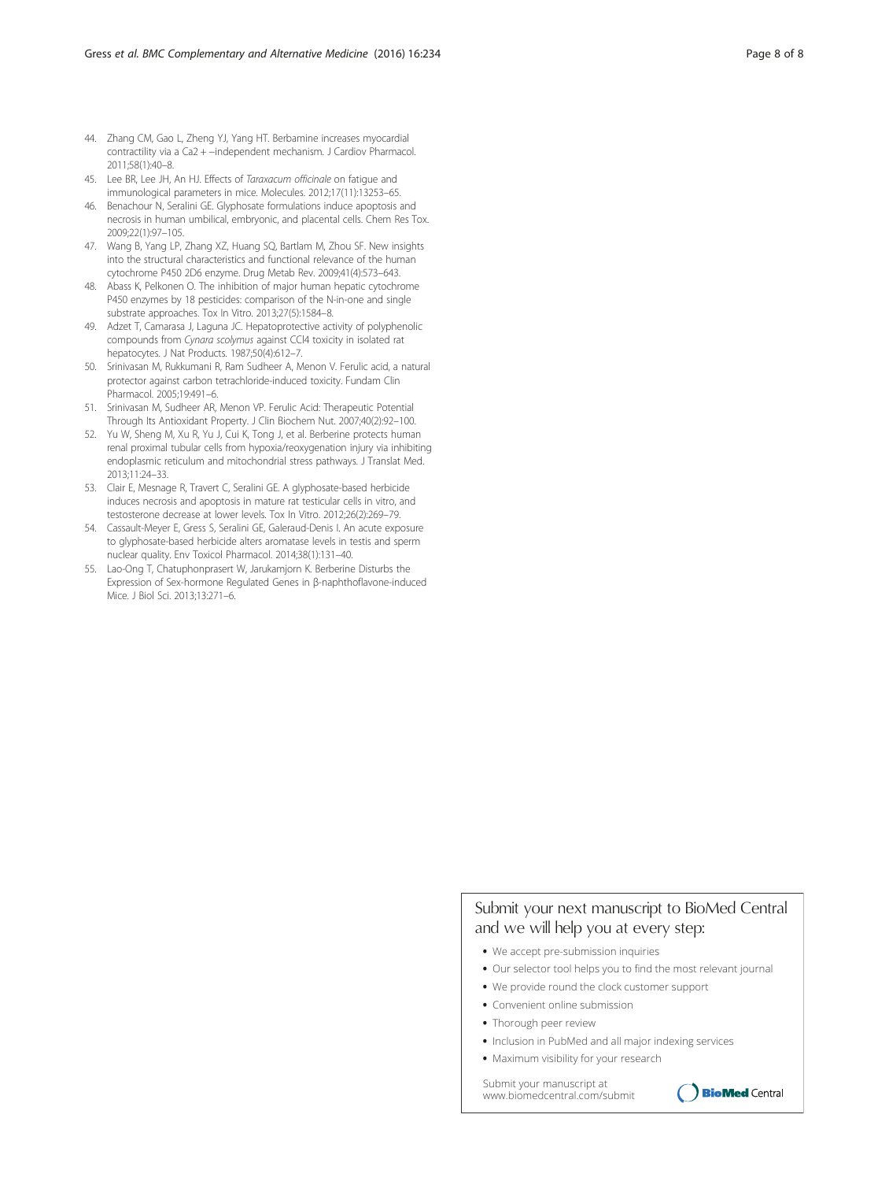44. Zhang CM, Gao L, Zheng YJ, Yang HT. Berbamine increases myocardial contractility via a Ca2 + −independent mechanism. J Cardiov Pharmacol. 2011;58(1):40–8.
45. Lee BR, Lee JH, An HJ. Effects of *Taraxacum officinale* on fatigue and immunological parameters in mice. Molecules. 2012;17(11):13253–65.
46. Benachour N, Seralini GE. Glyphosate formulations induce apoptosis and necrosis in human umbilical, embryonic, and placental cells. Chem Res Tox. 2009;22(1):97–105.
47. Wang B, Yang LP, Zhang XZ, Huang SQ, Bartlam M, Zhou SF. New insights into the structural characteristics and functional relevance of the human cytochrome P450 2D6 enzyme. Drug Metab Rev. 2009;41(4):573–643.
48. Abass K, Pelkonen O. The inhibition of major human hepatic cytochrome P450 enzymes by 18 pesticides: comparison of the N-in-one and single substrate approaches. Tox In Vitro. 2013;27(5):1584–8.
49. Adzet T, Camarasa J, Laguna JC. Hepatoprotective activity of polyphenolic compounds from *Cynara scolymus* against CCl4 toxicity in isolated rat hepatocytes. J Nat Products. 1987;50(4):612–7.
50. Srinivasan M, Rukkumani R, Ram Sudheer A, Menon V. Ferulic acid, a natural protector against carbon tetrachloride-induced toxicity. Fundam Clin Pharmacol. 2005;19:491–6.
51. Srinivasan M, Sudheer AR, Menon VP. Ferulic Acid: Therapeutic Potential Through Its Antioxidant Property. J Clin Biochem Nut. 2007;40(2):92–100.
52. Yu W, Sheng M, Xu R, Yu J, Cui K, Tong J, et al. Berberine protects human renal proximal tubular cells from hypoxia/reoxygenation injury via inhibiting endoplasmic reticulum and mitochondrial stress pathways. J Translat Med. 2013;11:24–33.
53. Clair E, Mesnage R, Travert C, Seralini GE. A glyphosate-based herbicide induces necrosis and apoptosis in mature rat testicular cells in vitro, and testosterone decrease at lower levels. Tox In Vitro. 2012;26(2):269–79.
54. Cassault-Meyer E, Gress S, Seralini GE, Galeraud-Denis I. An acute exposure to glyphosate-based herbicide alters aromatase levels in testis and sperm nuclear quality. Env Toxicol Pharmacol. 2014;38(1):131–40.
55. Lao-Ong T, Chatuphonprasert W, Jarukamjorn K. Berberine Disturbs the Expression of Sex-hormone Regulated Genes in β-naphthoflavone-induced Mice. J Biol Sci. 2013;13:271–6.

Submit your next manuscript to BioMed Central and we will help you at every step:

- We accept pre-submission inquiries
- Our selector tool helps you to find the most relevant journal
- We provide round the clock customer support
- Convenient online submission
- Thorough peer review
- Inclusion in PubMed and all major indexing services
- Maximum visibility for your research

Submit your manuscript at www.biomedcentral.com/submit

BioMed Central